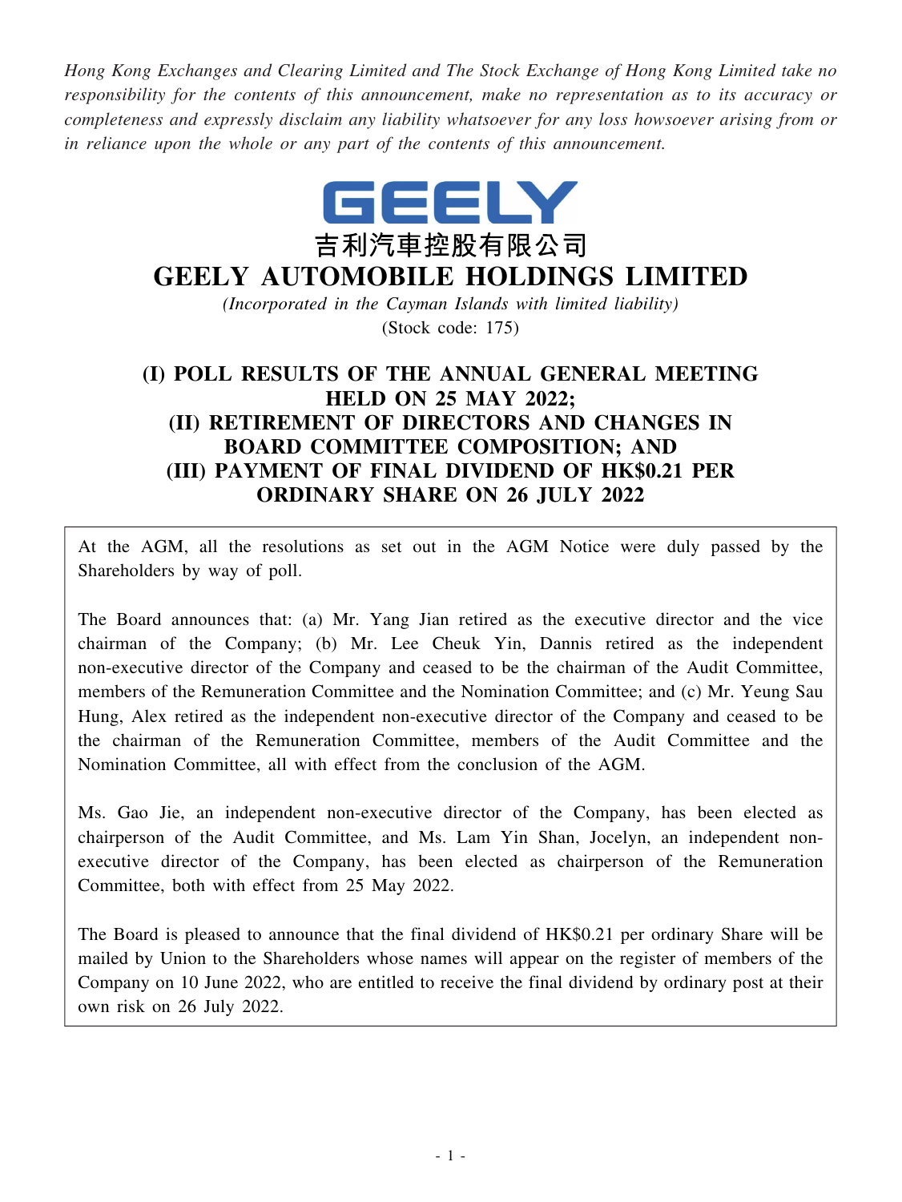*Hong Kong Exchanges and Clearing Limited and The Stock Exchange of Hong Kong Limited take no responsibility for the contents of this announcement, make no representation as to its accuracy or completeness and expressly disclaim any liability whatsoever for any loss howsoever arising from or in reliance upon the whole or any part of the contents of this announcement.*

GEELY

吉利汽車控股有限公司

# GEELY AUTOMOBILE HOLDINGS LIMITED

*(Incorporated in the Cayman Islands with limited liability)*

(Stock code: 175)

## (I) POLL RESULTS OF THE ANNUAL GENERAL MEETING HELD ON 25 MAY 2022; (II) RETIREMENT OF DIRECTORS AND CHANGES IN BOARD COMMITTEE COMPOSITION; AND (III) PAYMENT OF FINAL DIVIDEND OF HK$0.21 PER ORDINARY SHARE ON 26 JULY 2022

At the AGM, all the resolutions as set out in the AGM Notice were duly passed by the Shareholders by way of poll.

The Board announces that: (a) Mr. Yang Jian retired as the executive director and the vice chairman of the Company; (b) Mr. Lee Cheuk Yin, Dannis retired as the independent non-executive director of the Company and ceased to be the chairman of the Audit Committee, members of the Remuneration Committee and the Nomination Committee; and (c) Mr. Yeung Sau Hung, Alex retired as the independent non-executive director of the Company and ceased to be the chairman of the Remuneration Committee, members of the Audit Committee and the Nomination Committee, all with effect from the conclusion of the AGM.

Ms. Gao Jie, an independent non-executive director of the Company, has been elected as chairperson of the Audit Committee, and Ms. Lam Yin Shan, Jocelyn, an independent non-executive director of the Company, has been elected as chairperson of the Remuneration Committee, both with effect from 25 May 2022.

The Board is pleased to announce that the final dividend of HK$0.21 per ordinary Share will be mailed by Union to the Shareholders whose names will appear on the register of members of the Company on 10 June 2022, who are entitled to receive the final dividend by ordinary post at their own risk on 26 July 2022.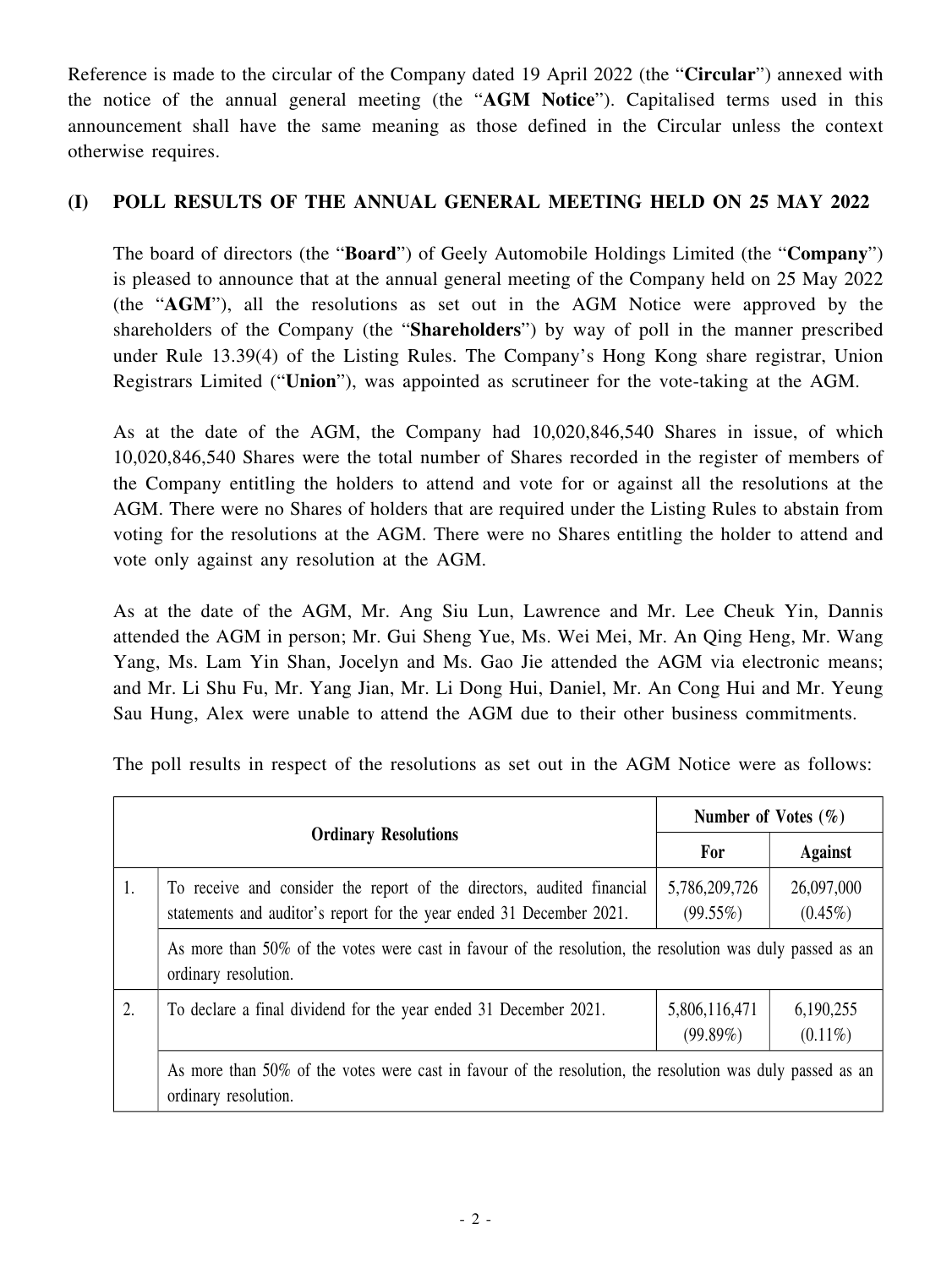Reference is made to the circular of the Company dated 19 April 2022 (the "**Circular**") annexed with the notice of the annual general meeting (the "**AGM Notice**"). Capitalised terms used in this announcement shall have the same meaning as those defined in the Circular unless the context otherwise requires.

## (I) POLL RESULTS OF THE ANNUAL GENERAL MEETING HELD ON 25 MAY 2022

The board of directors (the "**Board**") of Geely Automobile Holdings Limited (the "**Company**") is pleased to announce that at the annual general meeting of the Company held on 25 May 2022 (the "**AGM**"), all the resolutions as set out in the AGM Notice were approved by the shareholders of the Company (the "**Shareholders**") by way of poll in the manner prescribed under Rule 13.39(4) of the Listing Rules. The Company's Hong Kong share registrar, Union Registrars Limited ("**Union**"), was appointed as scrutineer for the vote-taking at the AGM.

As at the date of the AGM, the Company had 10,020,846,540 Shares in issue, of which 10,020,846,540 Shares were the total number of Shares recorded in the register of members of the Company entitling the holders to attend and vote for or against all the resolutions at the AGM. There were no Shares of holders that are required under the Listing Rules to abstain from voting for the resolutions at the AGM. There were no Shares entitling the holder to attend and vote only against any resolution at the AGM.

As at the date of the AGM, Mr. Ang Siu Lun, Lawrence and Mr. Lee Cheuk Yin, Dannis attended the AGM in person; Mr. Gui Sheng Yue, Ms. Wei Mei, Mr. An Qing Heng, Mr. Wang Yang, Ms. Lam Yin Shan, Jocelyn and Ms. Gao Jie attended the AGM via electronic means; and Mr. Li Shu Fu, Mr. Yang Jian, Mr. Li Dong Hui, Daniel, Mr. An Cong Hui and Mr. Yeung Sau Hung, Alex were unable to attend the AGM due to their other business commitments.

The poll results in respect of the resolutions as set out in the AGM Notice were as follows:

| | Ordinary Resolutions | Number of Votes (%) | |
|---|---|---|---|
| | | For | Against |
| 1. | To receive and consider the report of the directors, audited financial statements and auditor's report for the year ended 31 December 2021. | 5,786,209,726 (99.55%) | 26,097,000 (0.45%) |
| | As more than 50% of the votes were cast in favour of the resolution, the resolution was duly passed as an ordinary resolution. | | |
| 2. | To declare a final dividend for the year ended 31 December 2021. | 5,806,116,471 (99.89%) | 6,190,255 (0.11%) |
| | As more than 50% of the votes were cast in favour of the resolution, the resolution was duly passed as an ordinary resolution. | | |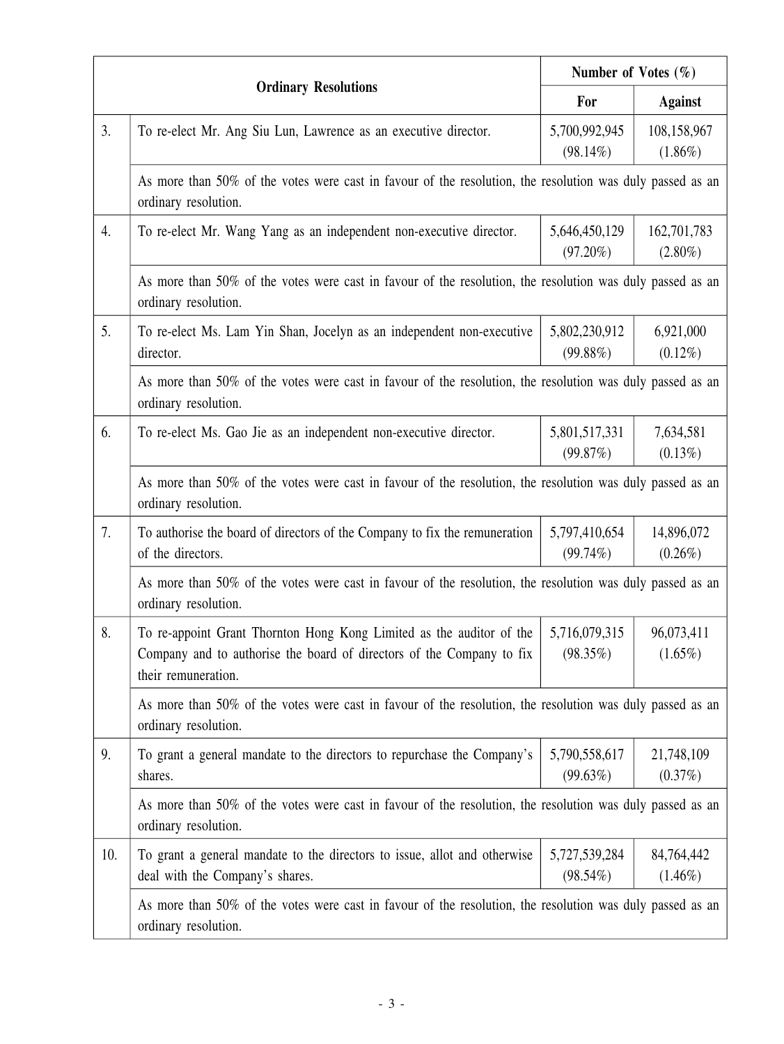| | Ordinary Resolutions | Number of Votes (%) | |
|---|---|---|---|
| | | For | Against |
| 3. | To re-elect Mr. Ang Siu Lun, Lawrence as an executive director. | 5,700,992,945 (98.14%) | 108,158,967 (1.86%) |
| | As more than 50% of the votes were cast in favour of the resolution, the resolution was duly passed as an ordinary resolution. | | |
| 4. | To re-elect Mr. Wang Yang as an independent non-executive director. | 5,646,450,129 (97.20%) | 162,701,783 (2.80%) |
| | As more than 50% of the votes were cast in favour of the resolution, the resolution was duly passed as an ordinary resolution. | | |
| 5. | To re-elect Ms. Lam Yin Shan, Jocelyn as an independent non-executive director. | 5,802,230,912 (99.88%) | 6,921,000 (0.12%) |
| | As more than 50% of the votes were cast in favour of the resolution, the resolution was duly passed as an ordinary resolution. | | |
| 6. | To re-elect Ms. Gao Jie as an independent non-executive director. | 5,801,517,331 (99.87%) | 7,634,581 (0.13%) |
| | As more than 50% of the votes were cast in favour of the resolution, the resolution was duly passed as an ordinary resolution. | | |
| 7. | To authorise the board of directors of the Company to fix the remuneration of the directors. | 5,797,410,654 (99.74%) | 14,896,072 (0.26%) |
| | As more than 50% of the votes were cast in favour of the resolution, the resolution was duly passed as an ordinary resolution. | | |
| 8. | To re-appoint Grant Thornton Hong Kong Limited as the auditor of the Company and to authorise the board of directors of the Company to fix their remuneration. | 5,716,079,315 (98.35%) | 96,073,411 (1.65%) |
| | As more than 50% of the votes were cast in favour of the resolution, the resolution was duly passed as an ordinary resolution. | | |
| 9. | To grant a general mandate to the directors to repurchase the Company's shares. | 5,790,558,617 (99.63%) | 21,748,109 (0.37%) |
| | As more than 50% of the votes were cast in favour of the resolution, the resolution was duly passed as an ordinary resolution. | | |
| 10. | To grant a general mandate to the directors to issue, allot and otherwise deal with the Company's shares. | 5,727,539,284 (98.54%) | 84,764,442 (1.46%) |
| | As more than 50% of the votes were cast in favour of the resolution, the resolution was duly passed as an ordinary resolution. | | |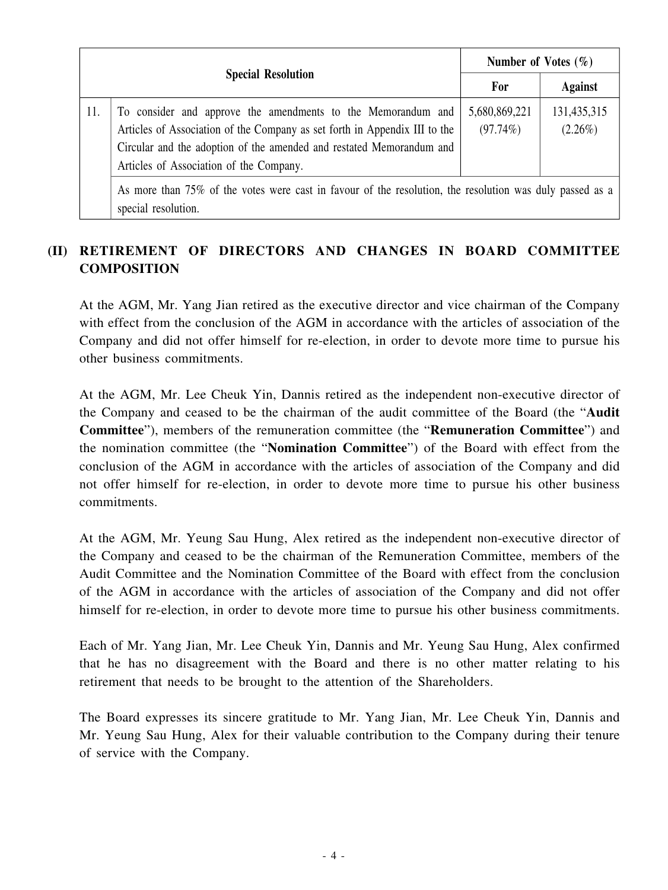| | Special Resolution | Number of Votes (%) | |
|---|---|---|---|
| | | For | Against |
| 11. | To consider and approve the amendments to the Memorandum and Articles of Association of the Company as set forth in Appendix III to the Circular and the adoption of the amended and restated Memorandum and Articles of Association of the Company. | 5,680,869,221 (97.74%) | 131,435,315 (2.26%) |
| | As more than 75% of the votes were cast in favour of the resolution, the resolution was duly passed as a special resolution. | | |

## (II) RETIREMENT OF DIRECTORS AND CHANGES IN BOARD COMMITTEE COMPOSITION

At the AGM, Mr. Yang Jian retired as the executive director and vice chairman of the Company with effect from the conclusion of the AGM in accordance with the articles of association of the Company and did not offer himself for re-election, in order to devote more time to pursue his other business commitments.

At the AGM, Mr. Lee Cheuk Yin, Dannis retired as the independent non-executive director of the Company and ceased to be the chairman of the audit committee of the Board (the "**Audit Committee**"), members of the remuneration committee (the "**Remuneration Committee**") and the nomination committee (the "**Nomination Committee**") of the Board with effect from the conclusion of the AGM in accordance with the articles of association of the Company and did not offer himself for re-election, in order to devote more time to pursue his other business commitments.

At the AGM, Mr. Yeung Sau Hung, Alex retired as the independent non-executive director of the Company and ceased to be the chairman of the Remuneration Committee, members of the Audit Committee and the Nomination Committee of the Board with effect from the conclusion of the AGM in accordance with the articles of association of the Company and did not offer himself for re-election, in order to devote more time to pursue his other business commitments.

Each of Mr. Yang Jian, Mr. Lee Cheuk Yin, Dannis and Mr. Yeung Sau Hung, Alex confirmed that he has no disagreement with the Board and there is no other matter relating to his retirement that needs to be brought to the attention of the Shareholders.

The Board expresses its sincere gratitude to Mr. Yang Jian, Mr. Lee Cheuk Yin, Dannis and Mr. Yeung Sau Hung, Alex for their valuable contribution to the Company during their tenure of service with the Company.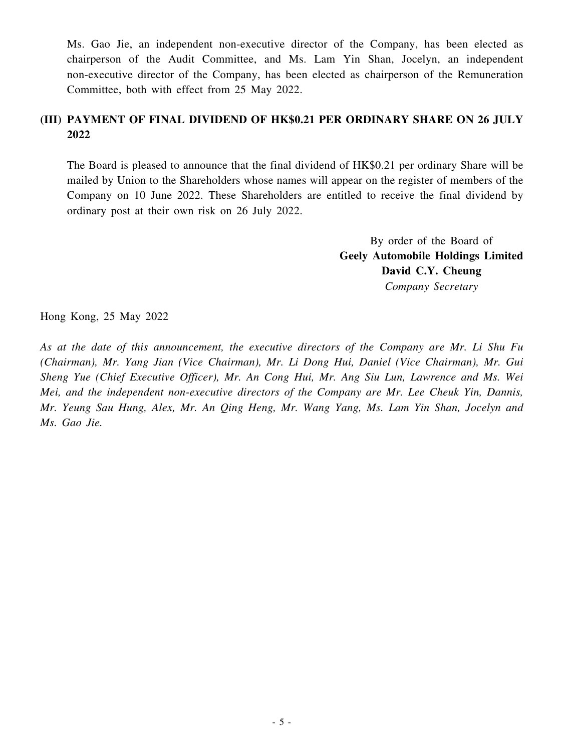Ms. Gao Jie, an independent non-executive director of the Company, has been elected as chairperson of the Audit Committee, and Ms. Lam Yin Shan, Jocelyn, an independent non-executive director of the Company, has been elected as chairperson of the Remuneration Committee, both with effect from 25 May 2022.

## (III) PAYMENT OF FINAL DIVIDEND OF HK$0.21 PER ORDINARY SHARE ON 26 JULY 2022

The Board is pleased to announce that the final dividend of HK$0.21 per ordinary Share will be mailed by Union to the Shareholders whose names will appear on the register of members of the Company on 10 June 2022. These Shareholders are entitled to receive the final dividend by ordinary post at their own risk on 26 July 2022.

By order of the Board of
**Geely Automobile Holdings Limited**
**David C.Y. Cheung**
*Company Secretary*

Hong Kong, 25 May 2022

*As at the date of this announcement, the executive directors of the Company are Mr. Li Shu Fu (Chairman), Mr. Yang Jian (Vice Chairman), Mr. Li Dong Hui, Daniel (Vice Chairman), Mr. Gui Sheng Yue (Chief Executive Officer), Mr. An Cong Hui, Mr. Ang Siu Lun, Lawrence and Ms. Wei Mei, and the independent non-executive directors of the Company are Mr. Lee Cheuk Yin, Dannis, Mr. Yeung Sau Hung, Alex, Mr. An Qing Heng, Mr. Wang Yang, Ms. Lam Yin Shan, Jocelyn and Ms. Gao Jie.*